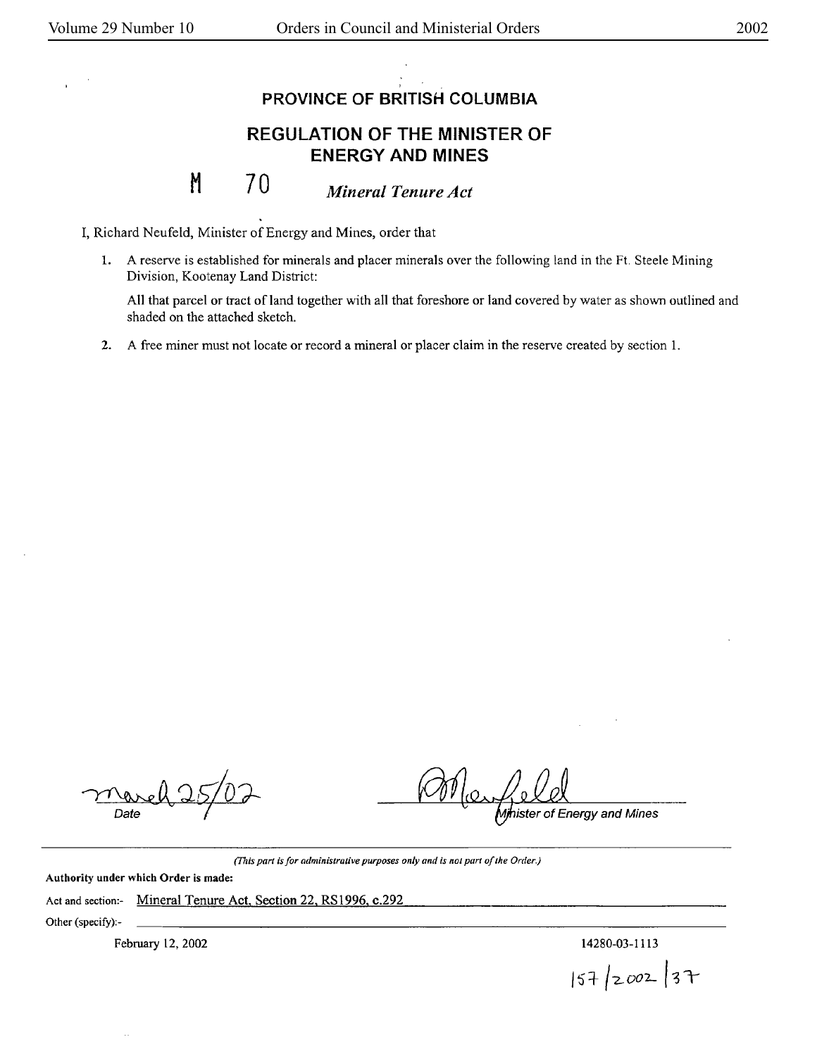# PROVINCE OF BRITISH COLUMBIA

## REGULATION OF THE MINISTER OF ENERGY AND MINES

**M 70** *Mineral Tenure Act*

I, Richard Neufeld, Minister of Energy and Mines, order that

1. A reserve is established for minerals and placer minerals over the following land in the Ft. Steele Mining Division, Kootenay Land District:

   All that parcel or tract of land together with all that foreshore or land covered by water as shown outlined and shaded on the attached sketch.

2. A free miner must not locate or record a mineral or placer claim in the reserve created by section 1.

March 25/02
*Date*

*Minister of Energy and Mines*

---

*(This part is for administrative purposes only and is not part of the Order.)*

**Authority under which Order is made:**

Act and section:- Mineral Tenure Act, Section 22, RS1996, c.292

Other (specify):-

February 12, 2002

14280-03-1113

157/2002/37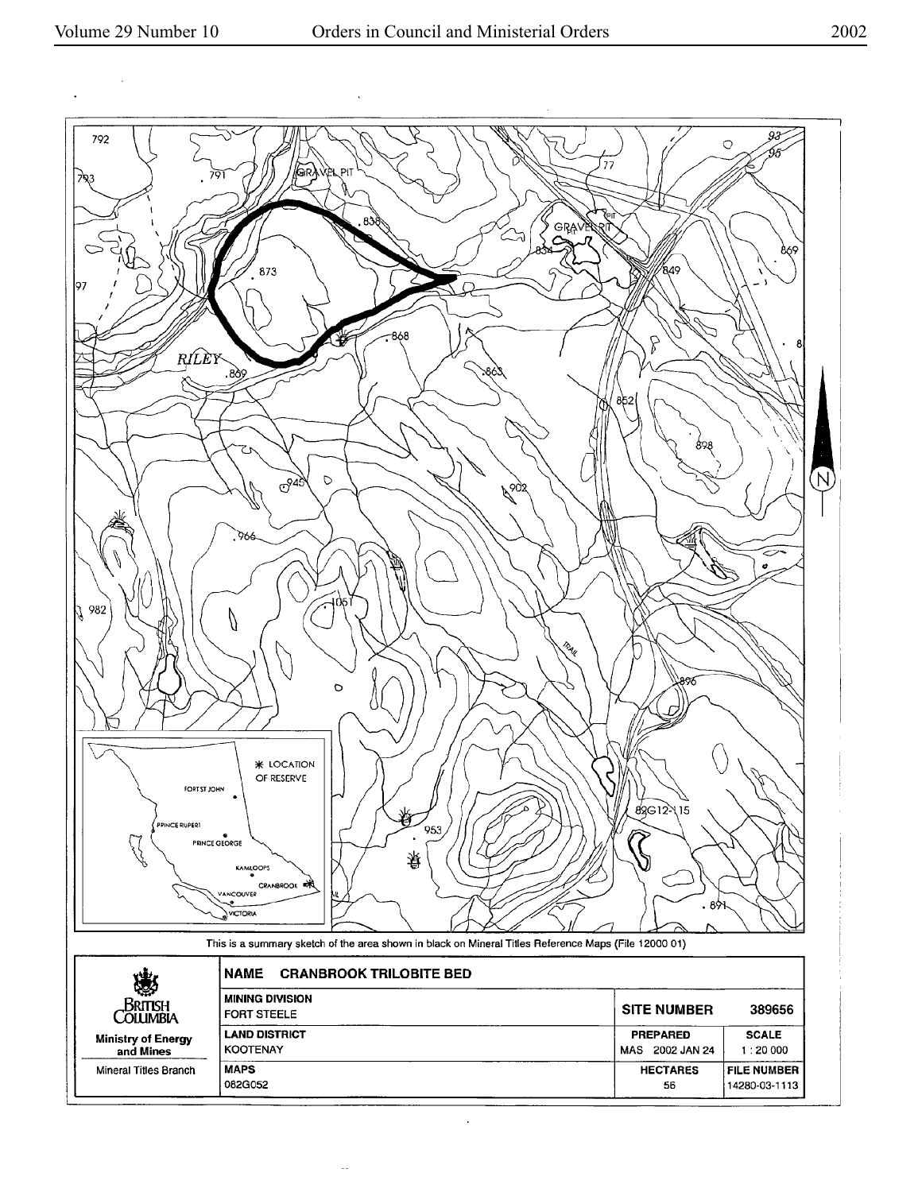792

793

791

GRAVEL PIT

838

77

93

95

GRAVEL PIT

PIT

834

869

849

873

97

868

RILEY

869

863

852

8

898

945

902

966

1061

982

TRAIL

896

LOCATION OF RESERVE

FORT ST JOHN

PRINCE RUPERT

PRINCE GEORGE

KAMLOOPS

CRANBROOK

VANCOUVER

VICTORIA

82G12-115

953

891

N

This is a summary sketch of the area shown in black on Mineral Titles Reference Maps (File 12000 01)

| | | | |
|---|---|---|---|
| British Columbia | **NAME CRANBROOK TRILOBITE BED** | | |
| **Ministry of Energy and Mines** | **MINING DIVISION** FORT STEELE | **SITE NUMBER** | **389656** |
| | **LAND DISTRICT** KOOTENAY | **PREPARED** MAS 2002 JAN 24 | **SCALE** 1 : 20 000 |
| Mineral Titles Branch | **MAPS** 082G052 | **HECTARES** 56 | **FILE NUMBER** 14280-03-1113 |